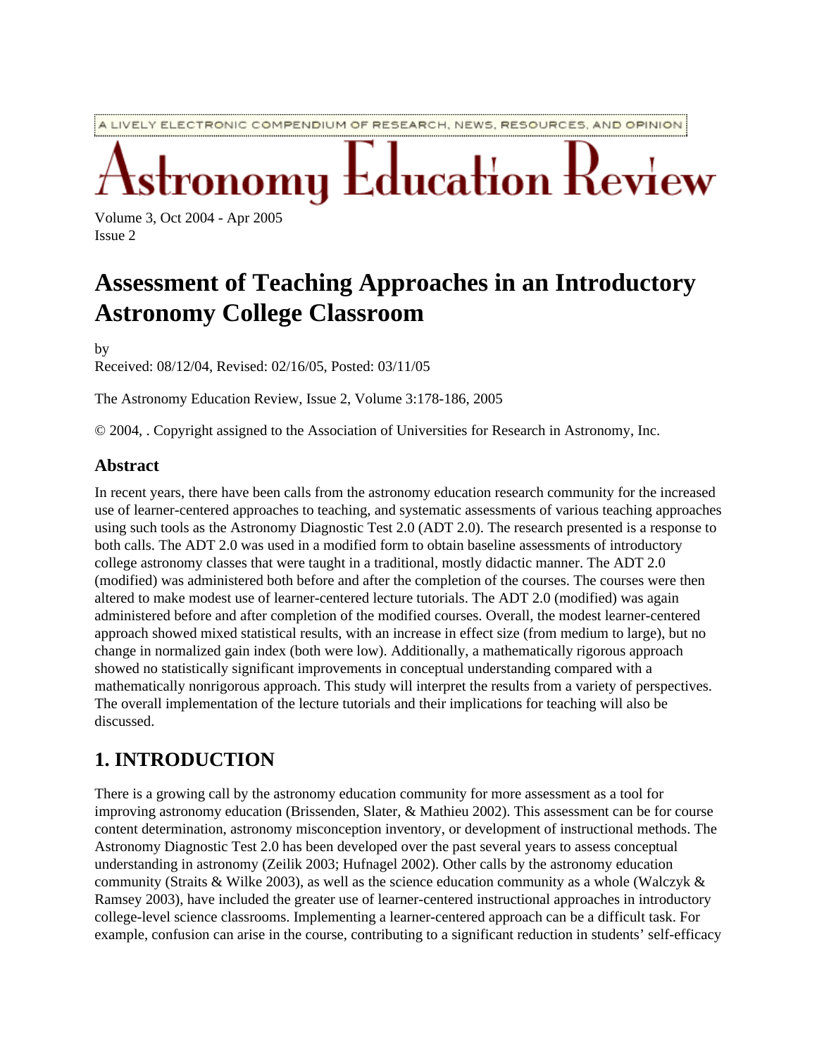A LIVELY ELECTRONIC COMPENDIUM OF RESEARCH, NEWS, RESOURCES, AND OPINION

# Astronomy Education Review

Volume 3, Oct 2004 - Apr 2005
Issue 2

# Assessment of Teaching Approaches in an Introductory Astronomy College Classroom

by
Received: 08/12/04, Revised: 02/16/05, Posted: 03/11/05

The Astronomy Education Review, Issue 2, Volume 3:178-186, 2005

© 2004, . Copyright assigned to the Association of Universities for Research in Astronomy, Inc.

## Abstract

In recent years, there have been calls from the astronomy education research community for the increased use of learner-centered approaches to teaching, and systematic assessments of various teaching approaches using such tools as the Astronomy Diagnostic Test 2.0 (ADT 2.0). The research presented is a response to both calls. The ADT 2.0 was used in a modified form to obtain baseline assessments of introductory college astronomy classes that were taught in a traditional, mostly didactic manner. The ADT 2.0 (modified) was administered both before and after the completion of the courses. The courses were then altered to make modest use of learner-centered lecture tutorials. The ADT 2.0 (modified) was again administered before and after completion of the modified courses. Overall, the modest learner-centered approach showed mixed statistical results, with an increase in effect size (from medium to large), but no change in normalized gain index (both were low). Additionally, a mathematically rigorous approach showed no statistically significant improvements in conceptual understanding compared with a mathematically nonrigorous approach. This study will interpret the results from a variety of perspectives. The overall implementation of the lecture tutorials and their implications for teaching will also be discussed.

## 1. INTRODUCTION

There is a growing call by the astronomy education community for more assessment as a tool for improving astronomy education (Brissenden, Slater, & Mathieu 2002). This assessment can be for course content determination, astronomy misconception inventory, or development of instructional methods. The Astronomy Diagnostic Test 2.0 has been developed over the past several years to assess conceptual understanding in astronomy (Zeilik 2003; Hufnagel 2002). Other calls by the astronomy education community (Straits & Wilke 2003), as well as the science education community as a whole (Walczyk & Ramsey 2003), have included the greater use of learner-centered instructional approaches in introductory college-level science classrooms. Implementing a learner-centered approach can be a difficult task. For example, confusion can arise in the course, contributing to a significant reduction in students' self-efficacy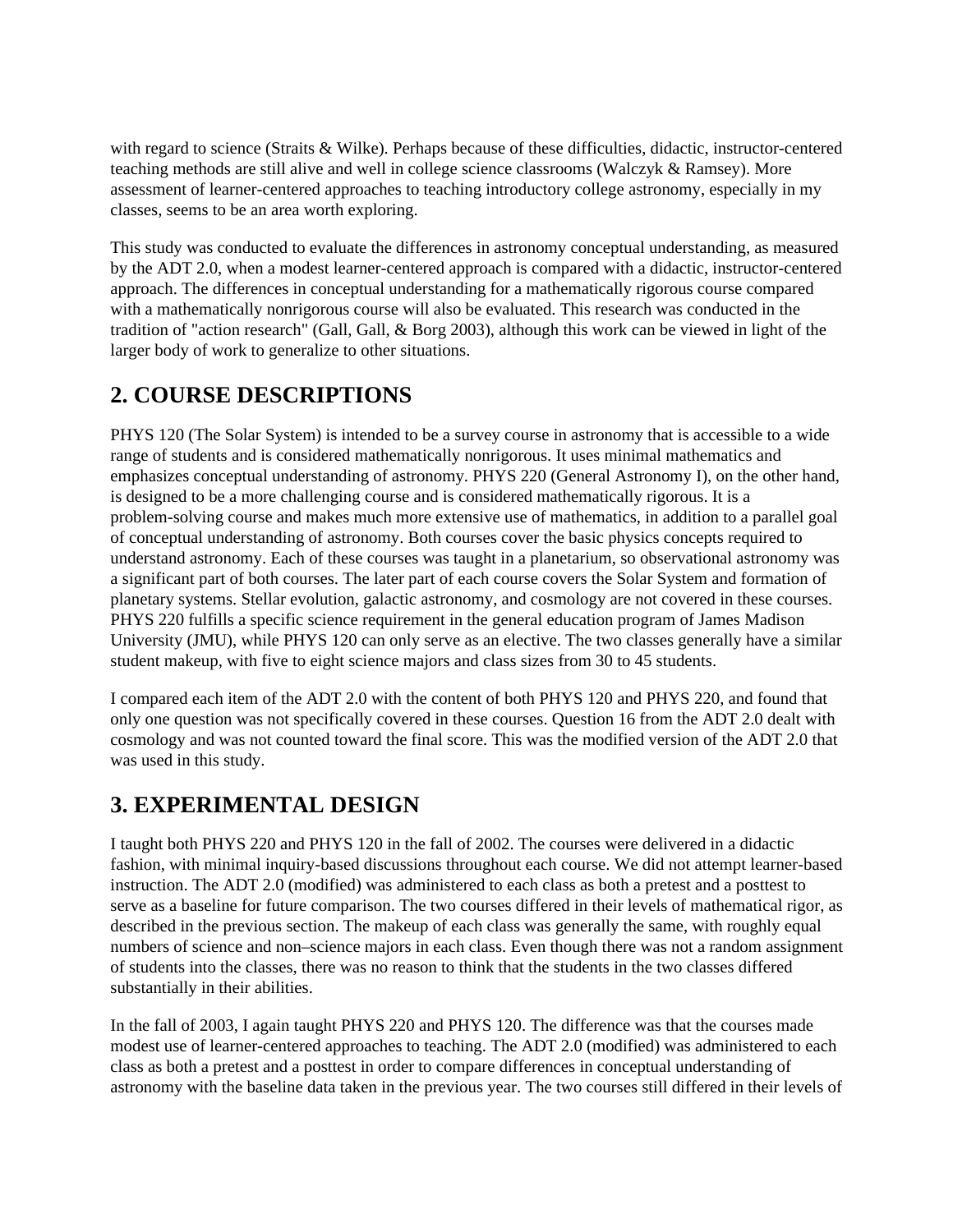with regard to science (Straits & Wilke). Perhaps because of these difficulties, didactic, instructor-centered teaching methods are still alive and well in college science classrooms (Walczyk & Ramsey). More assessment of learner-centered approaches to teaching introductory college astronomy, especially in my classes, seems to be an area worth exploring.

This study was conducted to evaluate the differences in astronomy conceptual understanding, as measured by the ADT 2.0, when a modest learner-centered approach is compared with a didactic, instructor-centered approach. The differences in conceptual understanding for a mathematically rigorous course compared with a mathematically nonrigorous course will also be evaluated. This research was conducted in the tradition of "action research" (Gall, Gall, & Borg 2003), although this work can be viewed in light of the larger body of work to generalize to other situations.

## 2. COURSE DESCRIPTIONS

PHYS 120 (The Solar System) is intended to be a survey course in astronomy that is accessible to a wide range of students and is considered mathematically nonrigorous. It uses minimal mathematics and emphasizes conceptual understanding of astronomy. PHYS 220 (General Astronomy I), on the other hand, is designed to be a more challenging course and is considered mathematically rigorous. It is a problem-solving course and makes much more extensive use of mathematics, in addition to a parallel goal of conceptual understanding of astronomy. Both courses cover the basic physics concepts required to understand astronomy. Each of these courses was taught in a planetarium, so observational astronomy was a significant part of both courses. The later part of each course covers the Solar System and formation of planetary systems. Stellar evolution, galactic astronomy, and cosmology are not covered in these courses. PHYS 220 fulfills a specific science requirement in the general education program of James Madison University (JMU), while PHYS 120 can only serve as an elective. The two classes generally have a similar student makeup, with five to eight science majors and class sizes from 30 to 45 students.

I compared each item of the ADT 2.0 with the content of both PHYS 120 and PHYS 220, and found that only one question was not specifically covered in these courses. Question 16 from the ADT 2.0 dealt with cosmology and was not counted toward the final score. This was the modified version of the ADT 2.0 that was used in this study.

## 3. EXPERIMENTAL DESIGN

I taught both PHYS 220 and PHYS 120 in the fall of 2002. The courses were delivered in a didactic fashion, with minimal inquiry-based discussions throughout each course. We did not attempt learner-based instruction. The ADT 2.0 (modified) was administered to each class as both a pretest and a posttest to serve as a baseline for future comparison. The two courses differed in their levels of mathematical rigor, as described in the previous section. The makeup of each class was generally the same, with roughly equal numbers of science and non–science majors in each class. Even though there was not a random assignment of students into the classes, there was no reason to think that the students in the two classes differed substantially in their abilities.

In the fall of 2003, I again taught PHYS 220 and PHYS 120. The difference was that the courses made modest use of learner-centered approaches to teaching. The ADT 2.0 (modified) was administered to each class as both a pretest and a posttest in order to compare differences in conceptual understanding of astronomy with the baseline data taken in the previous year. The two courses still differed in their levels of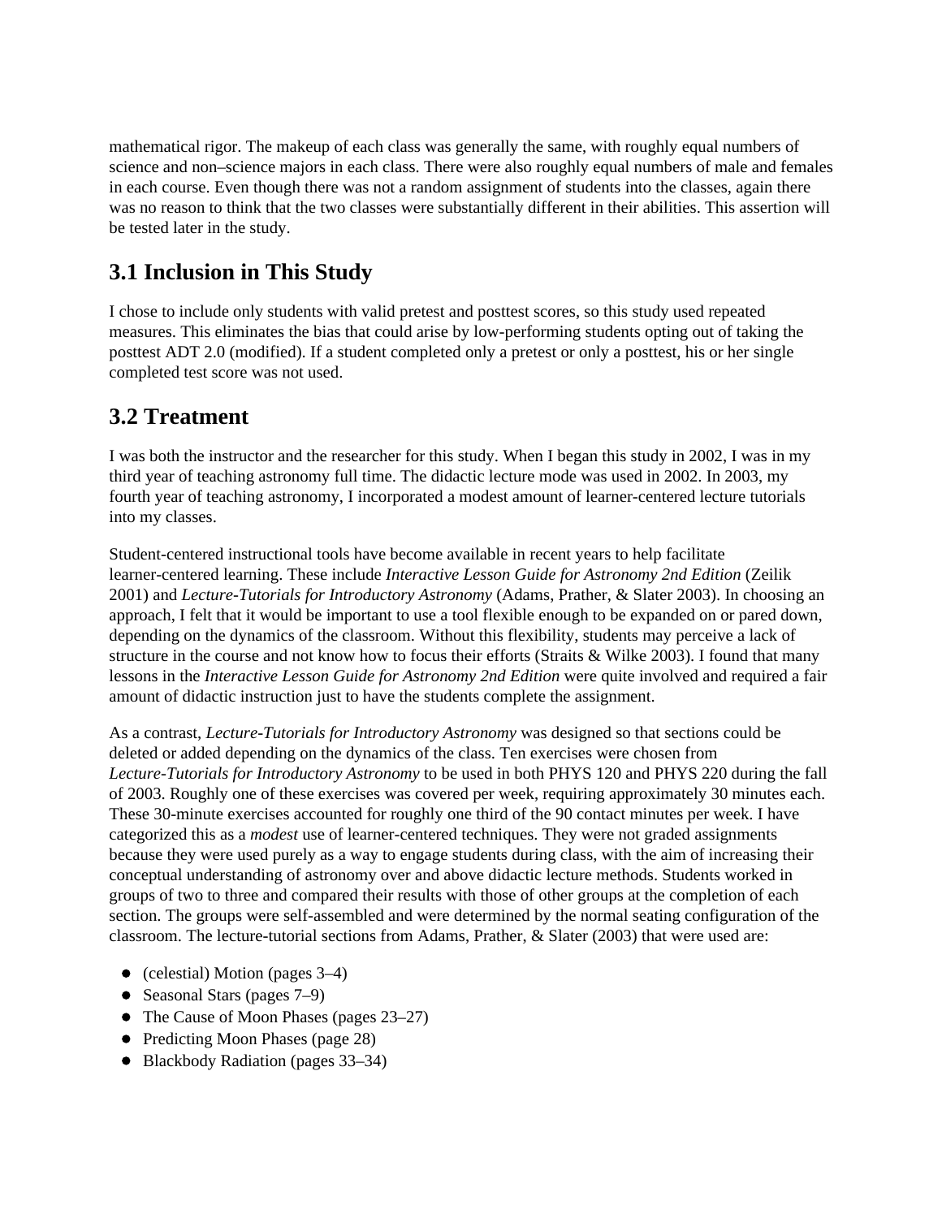mathematical rigor. The makeup of each class was generally the same, with roughly equal numbers of science and non–science majors in each class. There were also roughly equal numbers of male and females in each course. Even though there was not a random assignment of students into the classes, again there was no reason to think that the two classes were substantially different in their abilities. This assertion will be tested later in the study.

## 3.1 Inclusion in This Study

I chose to include only students with valid pretest and posttest scores, so this study used repeated measures. This eliminates the bias that could arise by low-performing students opting out of taking the posttest ADT 2.0 (modified). If a student completed only a pretest or only a posttest, his or her single completed test score was not used.

## 3.2 Treatment

I was both the instructor and the researcher for this study. When I began this study in 2002, I was in my third year of teaching astronomy full time. The didactic lecture mode was used in 2002. In 2003, my fourth year of teaching astronomy, I incorporated a modest amount of learner-centered lecture tutorials into my classes.

Student-centered instructional tools have become available in recent years to help facilitate learner-centered learning. These include *Interactive Lesson Guide for Astronomy 2nd Edition* (Zeilik 2001) and *Lecture-Tutorials for Introductory Astronomy* (Adams, Prather, & Slater 2003). In choosing an approach, I felt that it would be important to use a tool flexible enough to be expanded on or pared down, depending on the dynamics of the classroom. Without this flexibility, students may perceive a lack of structure in the course and not know how to focus their efforts (Straits & Wilke 2003). I found that many lessons in the *Interactive Lesson Guide for Astronomy 2nd Edition* were quite involved and required a fair amount of didactic instruction just to have the students complete the assignment.

As a contrast, *Lecture-Tutorials for Introductory Astronomy* was designed so that sections could be deleted or added depending on the dynamics of the class. Ten exercises were chosen from *Lecture-Tutorials for Introductory Astronomy* to be used in both PHYS 120 and PHYS 220 during the fall of 2003. Roughly one of these exercises was covered per week, requiring approximately 30 minutes each. These 30-minute exercises accounted for roughly one third of the 90 contact minutes per week. I have categorized this as a *modest* use of learner-centered techniques. They were not graded assignments because they were used purely as a way to engage students during class, with the aim of increasing their conceptual understanding of astronomy over and above didactic lecture methods. Students worked in groups of two to three and compared their results with those of other groups at the completion of each section. The groups were self-assembled and were determined by the normal seating configuration of the classroom. The lecture-tutorial sections from Adams, Prather, & Slater (2003) that were used are:

- (celestial) Motion (pages 3–4)
- Seasonal Stars (pages 7–9)
- The Cause of Moon Phases (pages 23–27)
- Predicting Moon Phases (page 28)
- Blackbody Radiation (pages 33–34)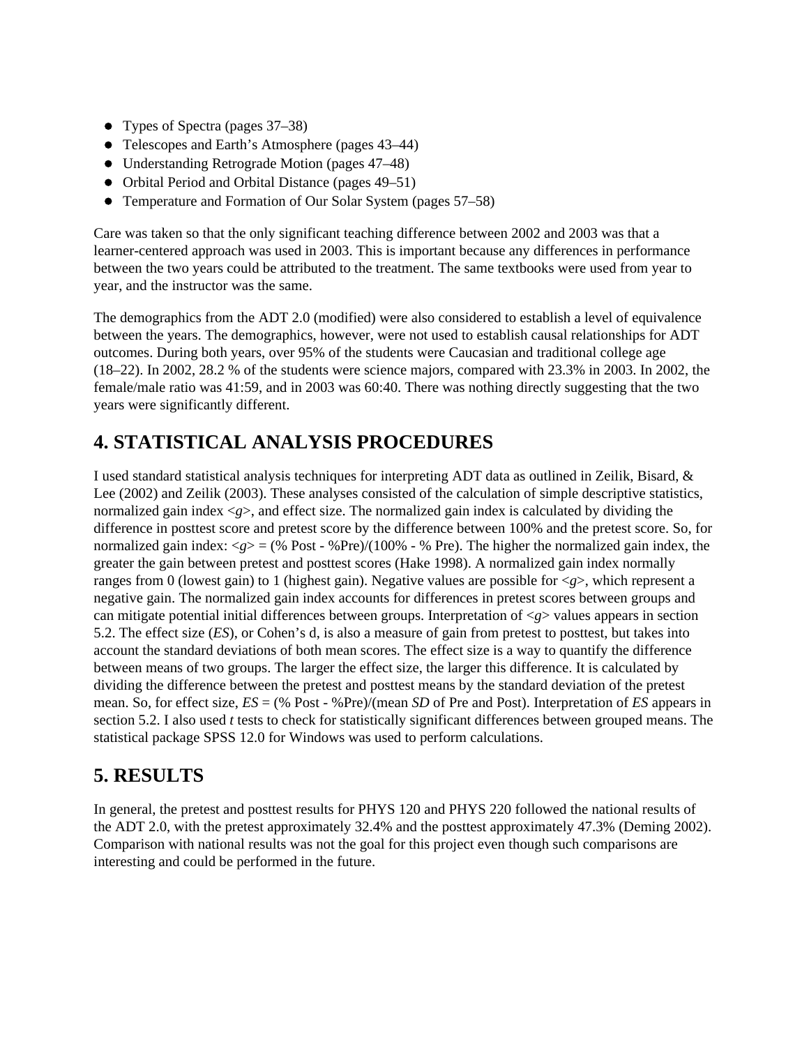- Types of Spectra (pages 37–38)
- Telescopes and Earth's Atmosphere (pages 43–44)
- Understanding Retrograde Motion (pages 47–48)
- Orbital Period and Orbital Distance (pages 49–51)
- Temperature and Formation of Our Solar System (pages 57–58)

Care was taken so that the only significant teaching difference between 2002 and 2003 was that a learner-centered approach was used in 2003. This is important because any differences in performance between the two years could be attributed to the treatment. The same textbooks were used from year to year, and the instructor was the same.

The demographics from the ADT 2.0 (modified) were also considered to establish a level of equivalence between the years. The demographics, however, were not used to establish causal relationships for ADT outcomes. During both years, over 95% of the students were Caucasian and traditional college age (18–22). In 2002, 28.2 % of the students were science majors, compared with 23.3% in 2003. In 2002, the female/male ratio was 41:59, and in 2003 was 60:40. There was nothing directly suggesting that the two years were significantly different.

## 4. STATISTICAL ANALYSIS PROCEDURES

I used standard statistical analysis techniques for interpreting ADT data as outlined in Zeilik, Bisard, & Lee (2002) and Zeilik (2003). These analyses consisted of the calculation of simple descriptive statistics, normalized gain index $\langle g \rangle$, and effect size. The normalized gain index is calculated by dividing the difference in posttest score and pretest score by the difference between 100% and the pretest score. So, for normalized gain index: $\langle g \rangle = (\% \text{ Post} - \%\text{Pre})/(100\% - \% \text{ Pre})$. The higher the normalized gain index, the greater the gain between pretest and posttest scores (Hake 1998). A normalized gain index normally ranges from 0 (lowest gain) to 1 (highest gain). Negative values are possible for $\langle g \rangle$, which represent a negative gain. The normalized gain index accounts for differences in pretest scores between groups and can mitigate potential initial differences between groups. Interpretation of $\langle g \rangle$ values appears in section 5.2. The effect size (*ES*), or Cohen's d, is also a measure of gain from pretest to posttest, but takes into account the standard deviations of both mean scores. The effect size is a way to quantify the difference between means of two groups. The larger the effect size, the larger this difference. It is calculated by dividing the difference between the pretest and posttest means by the standard deviation of the pretest mean. So, for effect size, $ES = (\% \text{ Post} - \%\text{Pre})/(\text{mean } SD \text{ of Pre and Post})$. Interpretation of *ES* appears in section 5.2. I also used *t* tests to check for statistically significant differences between grouped means. The statistical package SPSS 12.0 for Windows was used to perform calculations.

## 5. RESULTS

In general, the pretest and posttest results for PHYS 120 and PHYS 220 followed the national results of the ADT 2.0, with the pretest approximately 32.4% and the posttest approximately 47.3% (Deming 2002). Comparison with national results was not the goal for this project even though such comparisons are interesting and could be performed in the future.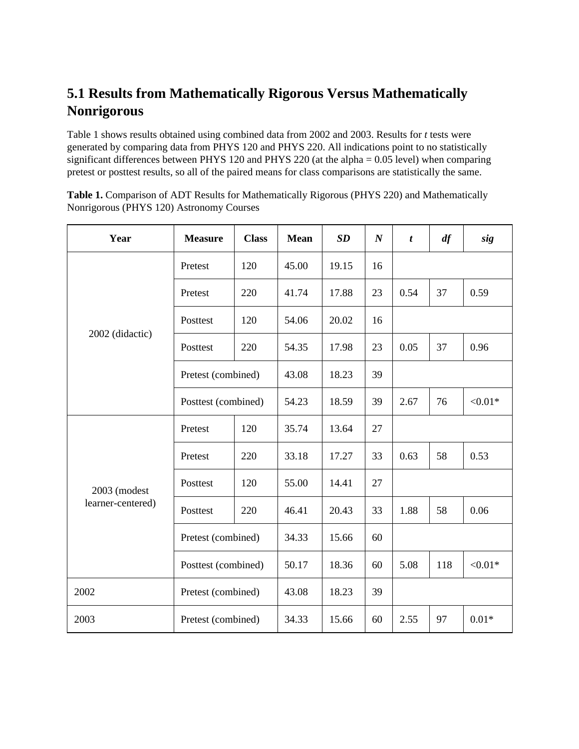## 5.1 Results from Mathematically Rigorous Versus Mathematically Nonrigorous

Table 1 shows results obtained using combined data from 2002 and 2003. Results for *t* tests were generated by comparing data from PHYS 120 and PHYS 220. All indications point to no statistically significant differences between PHYS 120 and PHYS 220 (at the alpha = 0.05 level) when comparing pretest or posttest results, so all of the paired means for class comparisons are statistically the same.

**Table 1.** Comparison of ADT Results for Mathematically Rigorous (PHYS 220) and Mathematically Nonrigorous (PHYS 120) Astronomy Courses

| Year | Measure | Class | Mean | *SD* | *N* | *t* | *df* | *sig* |
|---|---|---|---|---|---|---|---|---|
| 2002 (didactic) | Pretest | 120 | 45.00 | 19.15 | 16 | | | |
| | Pretest | 220 | 41.74 | 17.88 | 23 | 0.54 | 37 | 0.59 |
| | Posttest | 120 | 54.06 | 20.02 | 16 | | | |
| | Posttest | 220 | 54.35 | 17.98 | 23 | 0.05 | 37 | 0.96 |
| | Pretest (combined) | | 43.08 | 18.23 | 39 | | | |
| | Posttest (combined) | | 54.23 | 18.59 | 39 | 2.67 | 76 | <0.01* |
| 2003 (modest learner-centered) | Pretest | 120 | 35.74 | 13.64 | 27 | | | |
| | Pretest | 220 | 33.18 | 17.27 | 33 | 0.63 | 58 | 0.53 |
| | Posttest | 120 | 55.00 | 14.41 | 27 | | | |
| | Posttest | 220 | 46.41 | 20.43 | 33 | 1.88 | 58 | 0.06 |
| | Pretest (combined) | | 34.33 | 15.66 | 60 | | | |
| | Posttest (combined) | | 50.17 | 18.36 | 60 | 5.08 | 118 | <0.01* |
| 2002 | Pretest (combined) | | 43.08 | 18.23 | 39 | | | |
| 2003 | Pretest (combined) | | 34.33 | 15.66 | 60 | 2.55 | 97 | 0.01* |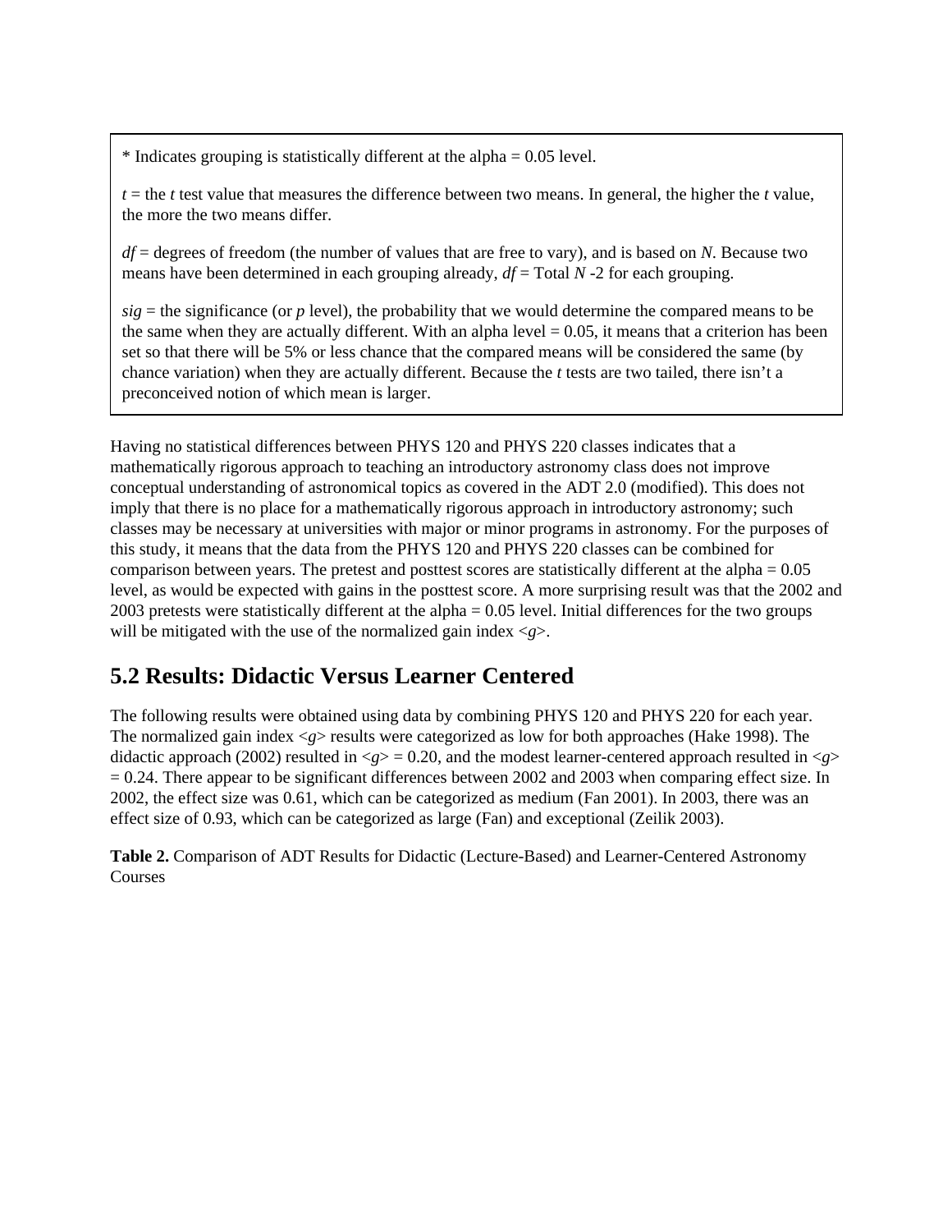> \* Indicates grouping is statistically different at the alpha = 0.05 level.
>
> *t* = the *t* test value that measures the difference between two means. In general, the higher the *t* value, the more the two means differ.
>
> *df* = degrees of freedom (the number of values that are free to vary), and is based on *N*. Because two means have been determined in each grouping already, *df* = Total *N* -2 for each grouping.
>
> *sig* = the significance (or *p* level), the probability that we would determine the compared means to be the same when they are actually different. With an alpha level = 0.05, it means that a criterion has been set so that there will be 5% or less chance that the compared means will be considered the same (by chance variation) when they are actually different. Because the *t* tests are two tailed, there isn't a preconceived notion of which mean is larger.

Having no statistical differences between PHYS 120 and PHYS 220 classes indicates that a mathematically rigorous approach to teaching an introductory astronomy class does not improve conceptual understanding of astronomical topics as covered in the ADT 2.0 (modified). This does not imply that there is no place for a mathematically rigorous approach in introductory astronomy; such classes may be necessary at universities with major or minor programs in astronomy. For the purposes of this study, it means that the data from the PHYS 120 and PHYS 220 classes can be combined for comparison between years. The pretest and posttest scores are statistically different at the alpha = 0.05 level, as would be expected with gains in the posttest score. A more surprising result was that the 2002 and 2003 pretests were statistically different at the alpha = 0.05 level. Initial differences for the two groups will be mitigated with the use of the normalized gain index <*g*>.

## 5.2 Results: Didactic Versus Learner Centered

The following results were obtained using data by combining PHYS 120 and PHYS 220 for each year. The normalized gain index <*g*> results were categorized as low for both approaches (Hake 1998). The didactic approach (2002) resulted in <*g*> = 0.20, and the modest learner-centered approach resulted in <*g*> = 0.24. There appear to be significant differences between 2002 and 2003 when comparing effect size. In 2002, the effect size was 0.61, which can be categorized as medium (Fan 2001). In 2003, there was an effect size of 0.93, which can be categorized as large (Fan) and exceptional (Zeilik 2003).

**Table 2.** Comparison of ADT Results for Didactic (Lecture-Based) and Learner-Centered Astronomy Courses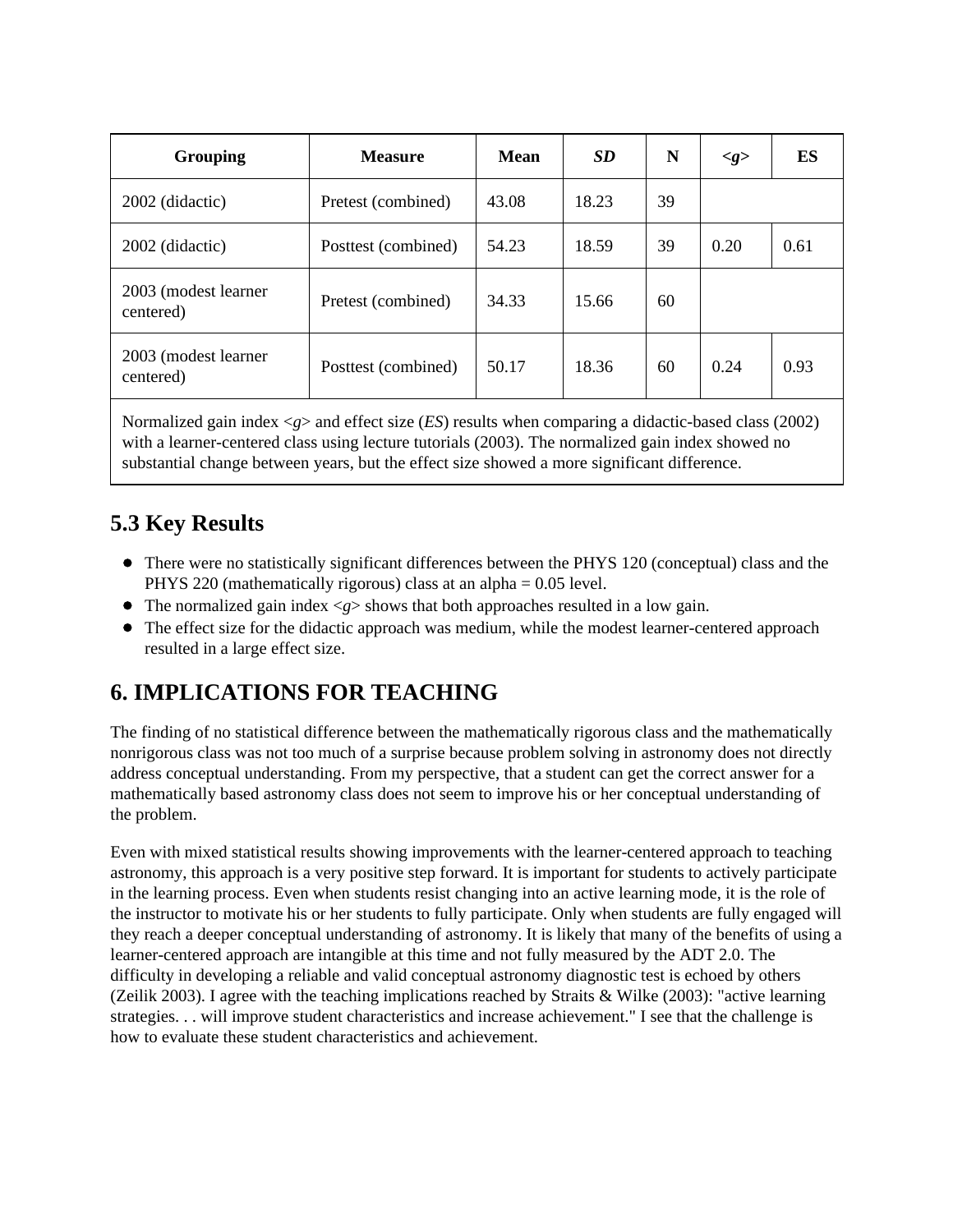| Grouping | Measure | Mean | *SD* | N | <*g*> | ES |
|---|---|---|---|---|---|---|
| 2002 (didactic) | Pretest (combined) | 43.08 | 18.23 | 39 | | |
| 2002 (didactic) | Posttest (combined) | 54.23 | 18.59 | 39 | 0.20 | 0.61 |
| 2003 (modest learner centered) | Pretest (combined) | 34.33 | 15.66 | 60 | | |
| 2003 (modest learner centered) | Posttest (combined) | 50.17 | 18.36 | 60 | 0.24 | 0.93 |

Normalized gain index <*g*> and effect size (*ES*) results when comparing a didactic-based class (2002) with a learner-centered class using lecture tutorials (2003). The normalized gain index showed no substantial change between years, but the effect size showed a more significant difference.

## 5.3 Key Results

- There were no statistically significant differences between the PHYS 120 (conceptual) class and the PHYS 220 (mathematically rigorous) class at an alpha = 0.05 level.
- The normalized gain index <*g*> shows that both approaches resulted in a low gain.
- The effect size for the didactic approach was medium, while the modest learner-centered approach resulted in a large effect size.

# 6. IMPLICATIONS FOR TEACHING

The finding of no statistical difference between the mathematically rigorous class and the mathematically nonrigorous class was not too much of a surprise because problem solving in astronomy does not directly address conceptual understanding. From my perspective, that a student can get the correct answer for a mathematically based astronomy class does not seem to improve his or her conceptual understanding of the problem.

Even with mixed statistical results showing improvements with the learner-centered approach to teaching astronomy, this approach is a very positive step forward. It is important for students to actively participate in the learning process. Even when students resist changing into an active learning mode, it is the role of the instructor to motivate his or her students to fully participate. Only when students are fully engaged will they reach a deeper conceptual understanding of astronomy. It is likely that many of the benefits of using a learner-centered approach are intangible at this time and not fully measured by the ADT 2.0. The difficulty in developing a reliable and valid conceptual astronomy diagnostic test is echoed by others (Zeilik 2003). I agree with the teaching implications reached by Straits & Wilke (2003): "active learning strategies. . . will improve student characteristics and increase achievement." I see that the challenge is how to evaluate these student characteristics and achievement.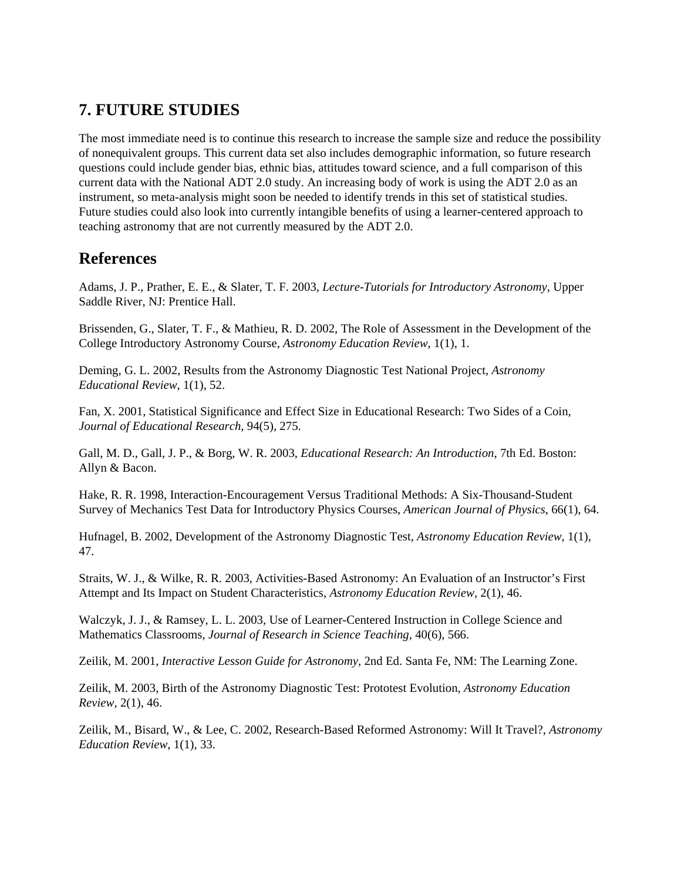## 7. FUTURE STUDIES

The most immediate need is to continue this research to increase the sample size and reduce the possibility of nonequivalent groups. This current data set also includes demographic information, so future research questions could include gender bias, ethnic bias, attitudes toward science, and a full comparison of this current data with the National ADT 2.0 study. An increasing body of work is using the ADT 2.0 as an instrument, so meta-analysis might soon be needed to identify trends in this set of statistical studies. Future studies could also look into currently intangible benefits of using a learner-centered approach to teaching astronomy that are not currently measured by the ADT 2.0.

## References

Adams, J. P., Prather, E. E., & Slater, T. F. 2003, *Lecture-Tutorials for Introductory Astronomy*, Upper Saddle River, NJ: Prentice Hall.

Brissenden, G., Slater, T. F., & Mathieu, R. D. 2002, The Role of Assessment in the Development of the College Introductory Astronomy Course, *Astronomy Education Review*, 1(1), 1.

Deming, G. L. 2002, Results from the Astronomy Diagnostic Test National Project, *Astronomy Educational Review*, 1(1), 52.

Fan, X. 2001, Statistical Significance and Effect Size in Educational Research: Two Sides of a Coin, *Journal of Educational Research*, 94(5), 275.

Gall, M. D., Gall, J. P., & Borg, W. R. 2003, *Educational Research: An Introduction*, 7th Ed. Boston: Allyn & Bacon.

Hake, R. R. 1998, Interaction-Encouragement Versus Traditional Methods: A Six-Thousand-Student Survey of Mechanics Test Data for Introductory Physics Courses, *American Journal of Physics*, 66(1), 64.

Hufnagel, B. 2002, Development of the Astronomy Diagnostic Test, *Astronomy Education Review*, 1(1), 47.

Straits, W. J., & Wilke, R. R. 2003, Activities-Based Astronomy: An Evaluation of an Instructor's First Attempt and Its Impact on Student Characteristics, *Astronomy Education Review*, 2(1), 46.

Walczyk, J. J., & Ramsey, L. L. 2003, Use of Learner-Centered Instruction in College Science and Mathematics Classrooms, *Journal of Research in Science Teaching*, 40(6), 566.

Zeilik, M. 2001, *Interactive Lesson Guide for Astronomy*, 2nd Ed. Santa Fe, NM: The Learning Zone.

Zeilik, M. 2003, Birth of the Astronomy Diagnostic Test: Prototest Evolution, *Astronomy Education Review*, 2(1), 46.

Zeilik, M., Bisard, W., & Lee, C. 2002, Research-Based Reformed Astronomy: Will It Travel?, *Astronomy Education Review*, 1(1), 33.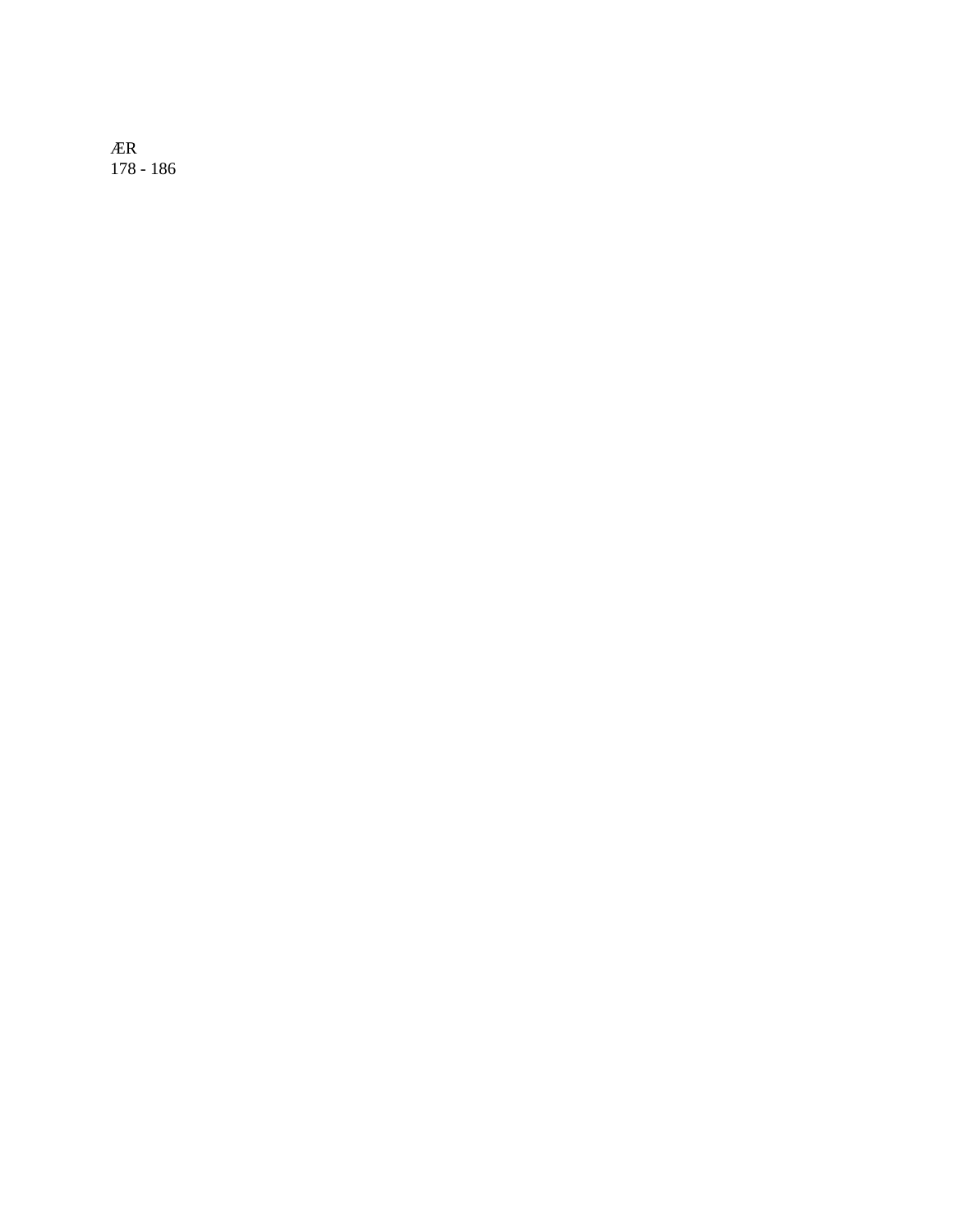ÆR
178 - 186